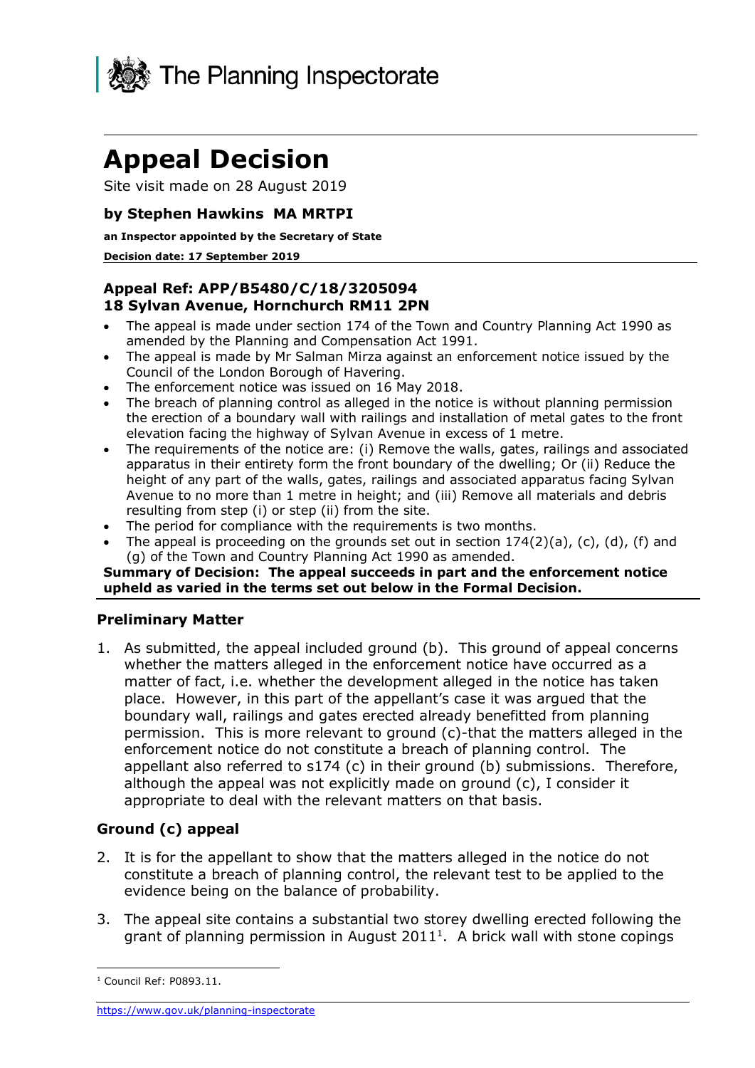The Planning Inspectorate

# Appeal Decision

Site visit made on 28 August 2019

### by Stephen Hawkins MA MRTPI

**an Inspector appointed by the Secretary of State**

**Decision date: 17 September 2019**

### Appeal Ref: APP/B5480/C/18/3205094
### 18 Sylvan Avenue, Hornchurch RM11 2PN

- The appeal is made under section 174 of the Town and Country Planning Act 1990 as amended by the Planning and Compensation Act 1991.
- The appeal is made by Mr Salman Mirza against an enforcement notice issued by the Council of the London Borough of Havering.
- The enforcement notice was issued on 16 May 2018.
- The breach of planning control as alleged in the notice is without planning permission the erection of a boundary wall with railings and installation of metal gates to the front elevation facing the highway of Sylvan Avenue in excess of 1 metre.
- The requirements of the notice are: (i) Remove the walls, gates, railings and associated apparatus in their entirety form the front boundary of the dwelling; Or (ii) Reduce the height of any part of the walls, gates, railings and associated apparatus facing Sylvan Avenue to no more than 1 metre in height; and (iii) Remove all materials and debris resulting from step (i) or step (ii) from the site.
- The period for compliance with the requirements is two months.
- The appeal is proceeding on the grounds set out in section 174(2)(a), (c), (d), (f) and (g) of the Town and Country Planning Act 1990 as amended.

**Summary of Decision: The appeal succeeds in part and the enforcement notice upheld as varied in the terms set out below in the Formal Decision.**

## Preliminary Matter

1. As submitted, the appeal included ground (b). This ground of appeal concerns whether the matters alleged in the enforcement notice have occurred as a matter of fact, i.e. whether the development alleged in the notice has taken place. However, in this part of the appellant's case it was argued that the boundary wall, railings and gates erected already benefitted from planning permission. This is more relevant to ground (c)-that the matters alleged in the enforcement notice do not constitute a breach of planning control. The appellant also referred to s174 (c) in their ground (b) submissions. Therefore, although the appeal was not explicitly made on ground (c), I consider it appropriate to deal with the relevant matters on that basis.

## Ground (c) appeal

2. It is for the appellant to show that the matters alleged in the notice do not constitute a breach of planning control, the relevant test to be applied to the evidence being on the balance of probability.

3. The appeal site contains a substantial two storey dwelling erected following the grant of planning permission in August 2011[1]. A brick wall with stone copings

[1] Council Ref: P0893.11.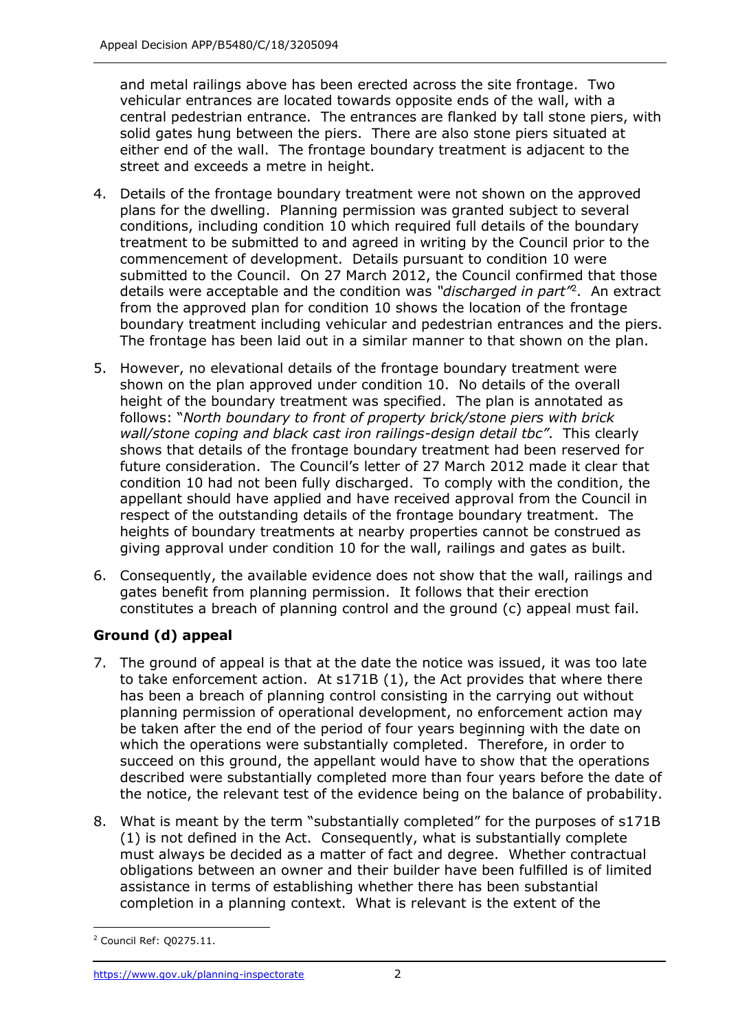and metal railings above has been erected across the site frontage. Two vehicular entrances are located towards opposite ends of the wall, with a central pedestrian entrance. The entrances are flanked by tall stone piers, with solid gates hung between the piers. There are also stone piers situated at either end of the wall. The frontage boundary treatment is adjacent to the street and exceeds a metre in height.

4. Details of the frontage boundary treatment were not shown on the approved plans for the dwelling. Planning permission was granted subject to several conditions, including condition 10 which required full details of the boundary treatment to be submitted to and agreed in writing by the Council prior to the commencement of development. Details pursuant to condition 10 were submitted to the Council. On 27 March 2012, the Council confirmed that those details were acceptable and the condition was *"discharged in part"*[2]. An extract from the approved plan for condition 10 shows the location of the frontage boundary treatment including vehicular and pedestrian entrances and the piers. The frontage has been laid out in a similar manner to that shown on the plan.

5. However, no elevational details of the frontage boundary treatment were shown on the plan approved under condition 10. No details of the overall height of the boundary treatment was specified. The plan is annotated as follows: "*North boundary to front of property brick/stone piers with brick wall/stone coping and black cast iron railings-design detail tbc"*. This clearly shows that details of the frontage boundary treatment had been reserved for future consideration. The Council's letter of 27 March 2012 made it clear that condition 10 had not been fully discharged. To comply with the condition, the appellant should have applied and have received approval from the Council in respect of the outstanding details of the frontage boundary treatment. The heights of boundary treatments at nearby properties cannot be construed as giving approval under condition 10 for the wall, railings and gates as built.

6. Consequently, the available evidence does not show that the wall, railings and gates benefit from planning permission. It follows that their erection constitutes a breach of planning control and the ground (c) appeal must fail.

## Ground (d) appeal

7. The ground of appeal is that at the date the notice was issued, it was too late to take enforcement action. At s171B (1), the Act provides that where there has been a breach of planning control consisting in the carrying out without planning permission of operational development, no enforcement action may be taken after the end of the period of four years beginning with the date on which the operations were substantially completed. Therefore, in order to succeed on this ground, the appellant would have to show that the operations described were substantially completed more than four years before the date of the notice, the relevant test of the evidence being on the balance of probability.

8. What is meant by the term "substantially completed" for the purposes of s171B (1) is not defined in the Act. Consequently, what is substantially complete must always be decided as a matter of fact and degree. Whether contractual obligations between an owner and their builder have been fulfilled is of limited assistance in terms of establishing whether there has been substantial completion in a planning context. What is relevant is the extent of the

[2] Council Ref: Q0275.11.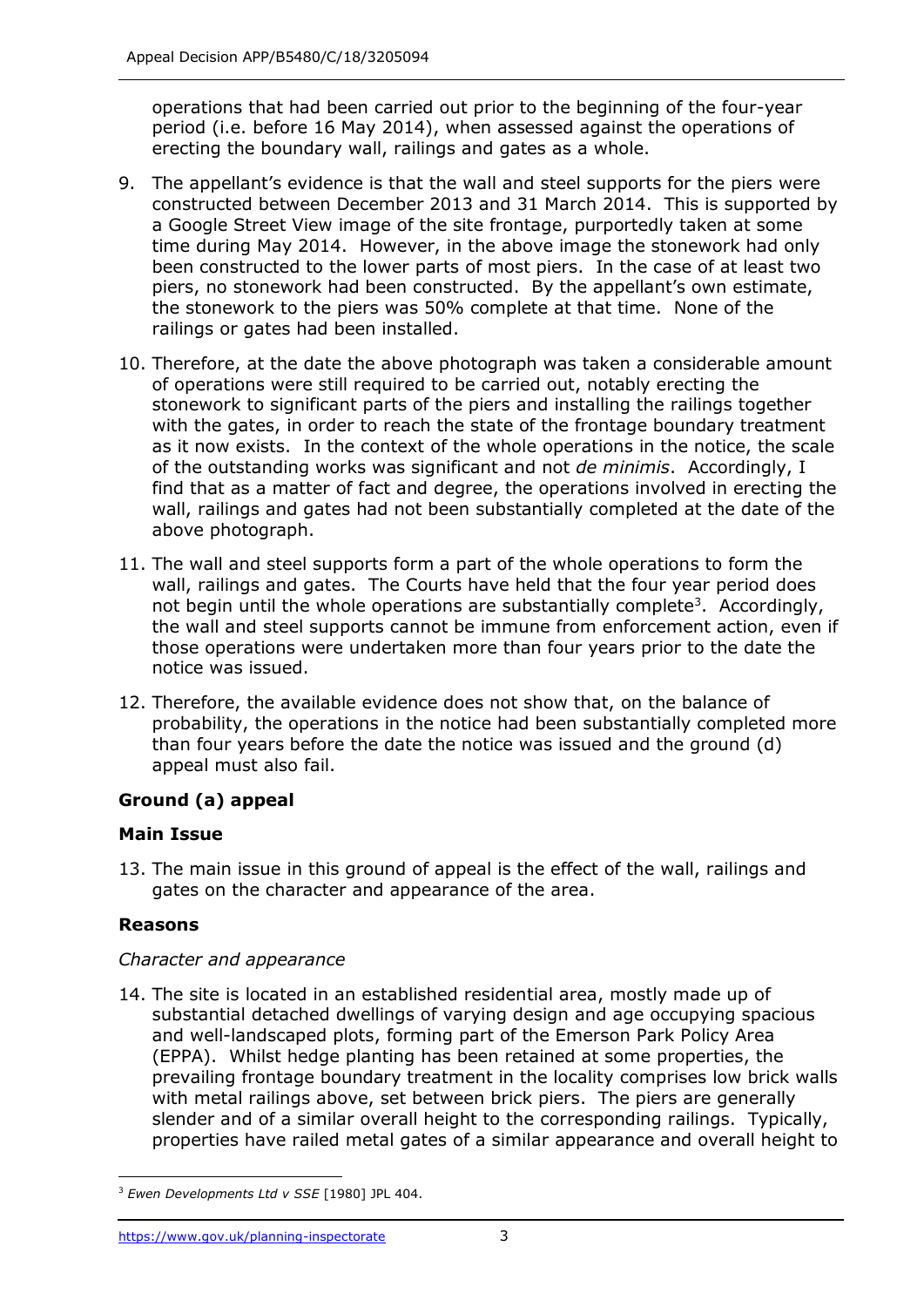operations that had been carried out prior to the beginning of the four-year period (i.e. before 16 May 2014), when assessed against the operations of erecting the boundary wall, railings and gates as a whole.

9. The appellant's evidence is that the wall and steel supports for the piers were constructed between December 2013 and 31 March 2014. This is supported by a Google Street View image of the site frontage, purportedly taken at some time during May 2014. However, in the above image the stonework had only been constructed to the lower parts of most piers. In the case of at least two piers, no stonework had been constructed. By the appellant's own estimate, the stonework to the piers was 50% complete at that time. None of the railings or gates had been installed.

10. Therefore, at the date the above photograph was taken a considerable amount of operations were still required to be carried out, notably erecting the stonework to significant parts of the piers and installing the railings together with the gates, in order to reach the state of the frontage boundary treatment as it now exists. In the context of the whole operations in the notice, the scale of the outstanding works was significant and not *de minimis*. Accordingly, I find that as a matter of fact and degree, the operations involved in erecting the wall, railings and gates had not been substantially completed at the date of the above photograph.

11. The wall and steel supports form a part of the whole operations to form the wall, railings and gates. The Courts have held that the four year period does not begin until the whole operations are substantially complete[3]. Accordingly, the wall and steel supports cannot be immune from enforcement action, even if those operations were undertaken more than four years prior to the date the notice was issued.

12. Therefore, the available evidence does not show that, on the balance of probability, the operations in the notice had been substantially completed more than four years before the date the notice was issued and the ground (d) appeal must also fail.

**Ground (a) appeal**

**Main Issue**

13. The main issue in this ground of appeal is the effect of the wall, railings and gates on the character and appearance of the area.

**Reasons**

*Character and appearance*

14. The site is located in an established residential area, mostly made up of substantial detached dwellings of varying design and age occupying spacious and well-landscaped plots, forming part of the Emerson Park Policy Area (EPPA). Whilst hedge planting has been retained at some properties, the prevailing frontage boundary treatment in the locality comprises low brick walls with metal railings above, set between brick piers. The piers are generally slender and of a similar overall height to the corresponding railings. Typically, properties have railed metal gates of a similar appearance and overall height to

[3] *Ewen Developments Ltd v SSE* [1980] JPL 404.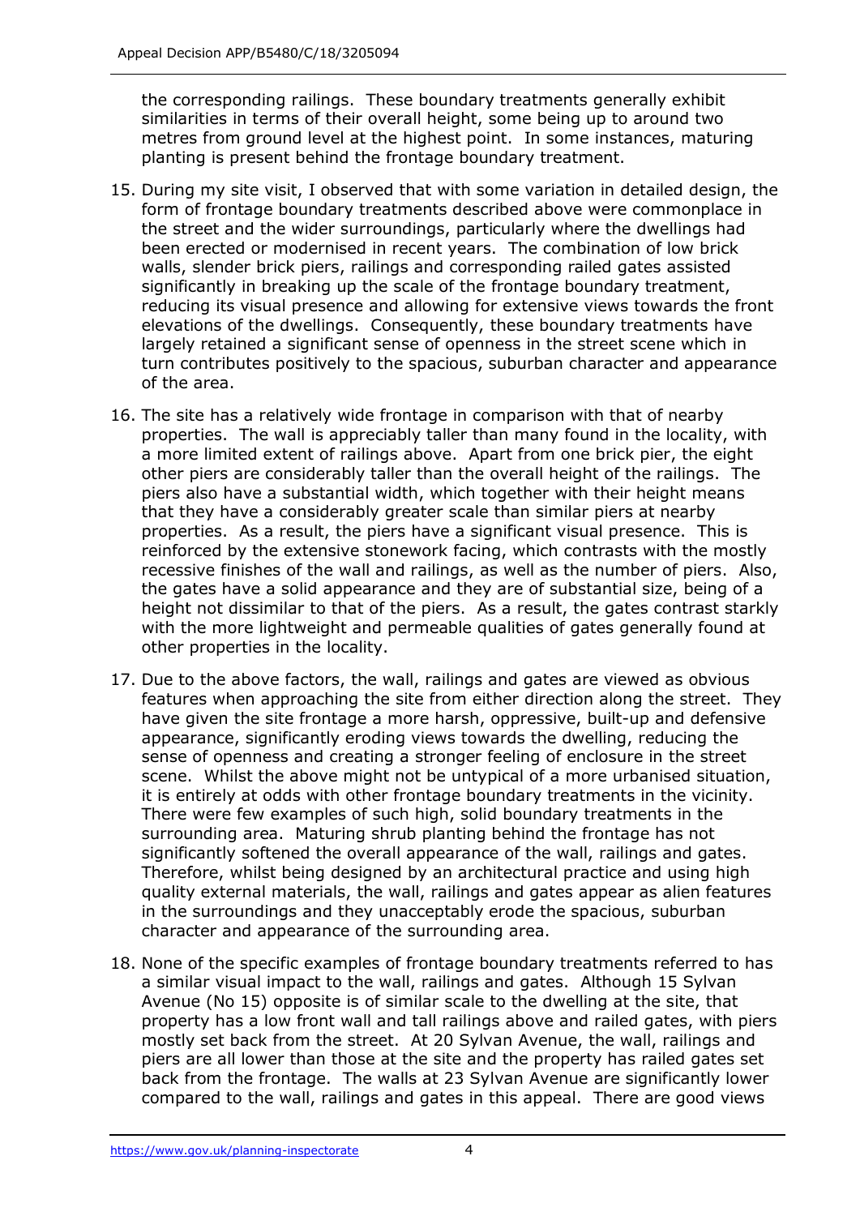the corresponding railings. These boundary treatments generally exhibit similarities in terms of their overall height, some being up to around two metres from ground level at the highest point. In some instances, maturing planting is present behind the frontage boundary treatment.

15. During my site visit, I observed that with some variation in detailed design, the form of frontage boundary treatments described above were commonplace in the street and the wider surroundings, particularly where the dwellings had been erected or modernised in recent years. The combination of low brick walls, slender brick piers, railings and corresponding railed gates assisted significantly in breaking up the scale of the frontage boundary treatment, reducing its visual presence and allowing for extensive views towards the front elevations of the dwellings. Consequently, these boundary treatments have largely retained a significant sense of openness in the street scene which in turn contributes positively to the spacious, suburban character and appearance of the area.

16. The site has a relatively wide frontage in comparison with that of nearby properties. The wall is appreciably taller than many found in the locality, with a more limited extent of railings above. Apart from one brick pier, the eight other piers are considerably taller than the overall height of the railings. The piers also have a substantial width, which together with their height means that they have a considerably greater scale than similar piers at nearby properties. As a result, the piers have a significant visual presence. This is reinforced by the extensive stonework facing, which contrasts with the mostly recessive finishes of the wall and railings, as well as the number of piers. Also, the gates have a solid appearance and they are of substantial size, being of a height not dissimilar to that of the piers. As a result, the gates contrast starkly with the more lightweight and permeable qualities of gates generally found at other properties in the locality.

17. Due to the above factors, the wall, railings and gates are viewed as obvious features when approaching the site from either direction along the street. They have given the site frontage a more harsh, oppressive, built-up and defensive appearance, significantly eroding views towards the dwelling, reducing the sense of openness and creating a stronger feeling of enclosure in the street scene. Whilst the above might not be untypical of a more urbanised situation, it is entirely at odds with other frontage boundary treatments in the vicinity. There were few examples of such high, solid boundary treatments in the surrounding area. Maturing shrub planting behind the frontage has not significantly softened the overall appearance of the wall, railings and gates. Therefore, whilst being designed by an architectural practice and using high quality external materials, the wall, railings and gates appear as alien features in the surroundings and they unacceptably erode the spacious, suburban character and appearance of the surrounding area.

18. None of the specific examples of frontage boundary treatments referred to has a similar visual impact to the wall, railings and gates. Although 15 Sylvan Avenue (No 15) opposite is of similar scale to the dwelling at the site, that property has a low front wall and tall railings above and railed gates, with piers mostly set back from the street. At 20 Sylvan Avenue, the wall, railings and piers are all lower than those at the site and the property has railed gates set back from the frontage. The walls at 23 Sylvan Avenue are significantly lower compared to the wall, railings and gates in this appeal. There are good views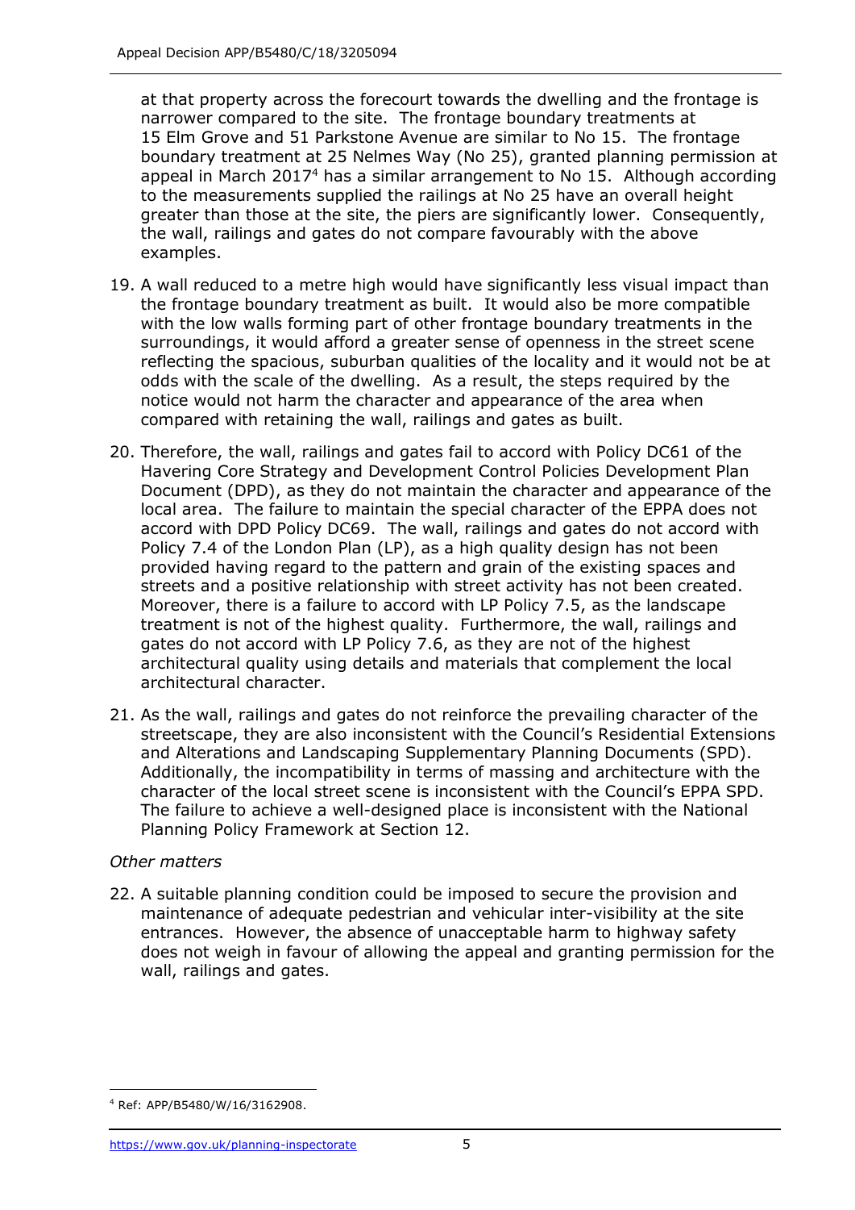at that property across the forecourt towards the dwelling and the frontage is narrower compared to the site. The frontage boundary treatments at 15 Elm Grove and 51 Parkstone Avenue are similar to No 15. The frontage boundary treatment at 25 Nelmes Way (No 25), granted planning permission at appeal in March 2017[4] has a similar arrangement to No 15. Although according to the measurements supplied the railings at No 25 have an overall height greater than those at the site, the piers are significantly lower. Consequently, the wall, railings and gates do not compare favourably with the above examples.

19. A wall reduced to a metre high would have significantly less visual impact than the frontage boundary treatment as built. It would also be more compatible with the low walls forming part of other frontage boundary treatments in the surroundings, it would afford a greater sense of openness in the street scene reflecting the spacious, suburban qualities of the locality and it would not be at odds with the scale of the dwelling. As a result, the steps required by the notice would not harm the character and appearance of the area when compared with retaining the wall, railings and gates as built.

20. Therefore, the wall, railings and gates fail to accord with Policy DC61 of the Havering Core Strategy and Development Control Policies Development Plan Document (DPD), as they do not maintain the character and appearance of the local area. The failure to maintain the special character of the EPPA does not accord with DPD Policy DC69. The wall, railings and gates do not accord with Policy 7.4 of the London Plan (LP), as a high quality design has not been provided having regard to the pattern and grain of the existing spaces and streets and a positive relationship with street activity has not been created. Moreover, there is a failure to accord with LP Policy 7.5, as the landscape treatment is not of the highest quality. Furthermore, the wall, railings and gates do not accord with LP Policy 7.6, as they are not of the highest architectural quality using details and materials that complement the local architectural character.

21. As the wall, railings and gates do not reinforce the prevailing character of the streetscape, they are also inconsistent with the Council's Residential Extensions and Alterations and Landscaping Supplementary Planning Documents (SPD). Additionally, the incompatibility in terms of massing and architecture with the character of the local street scene is inconsistent with the Council's EPPA SPD. The failure to achieve a well-designed place is inconsistent with the National Planning Policy Framework at Section 12.

*Other matters*

22. A suitable planning condition could be imposed to secure the provision and maintenance of adequate pedestrian and vehicular inter-visibility at the site entrances. However, the absence of unacceptable harm to highway safety does not weigh in favour of allowing the appeal and granting permission for the wall, railings and gates.

[4] Ref: APP/B5480/W/16/3162908.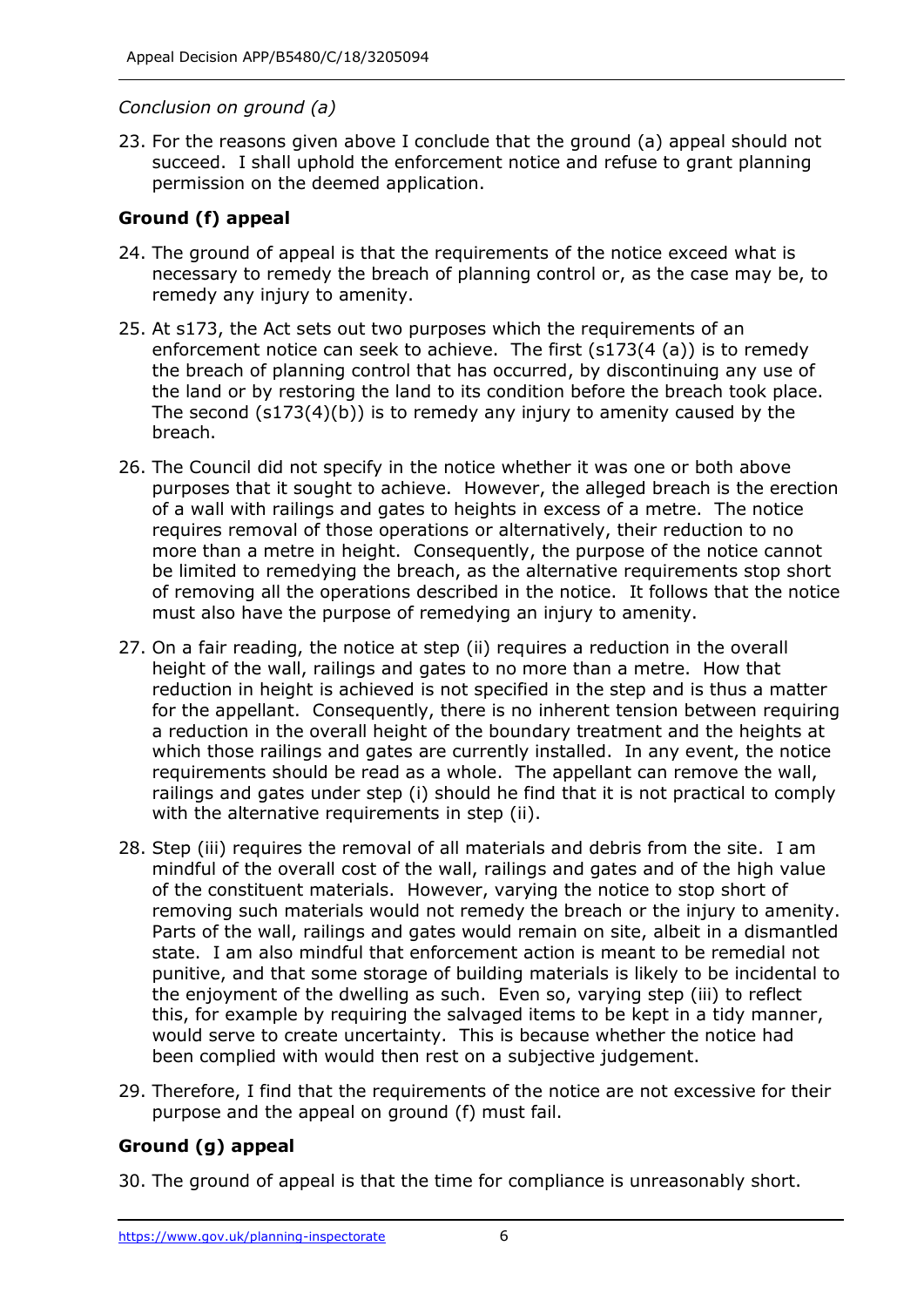*Conclusion on ground (a)*

23. For the reasons given above I conclude that the ground (a) appeal should not succeed. I shall uphold the enforcement notice and refuse to grant planning permission on the deemed application.

**Ground (f) appeal**

24. The ground of appeal is that the requirements of the notice exceed what is necessary to remedy the breach of planning control or, as the case may be, to remedy any injury to amenity.

25. At s173, the Act sets out two purposes which the requirements of an enforcement notice can seek to achieve. The first (s173(4 (a)) is to remedy the breach of planning control that has occurred, by discontinuing any use of the land or by restoring the land to its condition before the breach took place. The second (s173(4)(b)) is to remedy any injury to amenity caused by the breach.

26. The Council did not specify in the notice whether it was one or both above purposes that it sought to achieve. However, the alleged breach is the erection of a wall with railings and gates to heights in excess of a metre. The notice requires removal of those operations or alternatively, their reduction to no more than a metre in height. Consequently, the purpose of the notice cannot be limited to remedying the breach, as the alternative requirements stop short of removing all the operations described in the notice. It follows that the notice must also have the purpose of remedying an injury to amenity.

27. On a fair reading, the notice at step (ii) requires a reduction in the overall height of the wall, railings and gates to no more than a metre. How that reduction in height is achieved is not specified in the step and is thus a matter for the appellant. Consequently, there is no inherent tension between requiring a reduction in the overall height of the boundary treatment and the heights at which those railings and gates are currently installed. In any event, the notice requirements should be read as a whole. The appellant can remove the wall, railings and gates under step (i) should he find that it is not practical to comply with the alternative requirements in step (ii).

28. Step (iii) requires the removal of all materials and debris from the site. I am mindful of the overall cost of the wall, railings and gates and of the high value of the constituent materials. However, varying the notice to stop short of removing such materials would not remedy the breach or the injury to amenity. Parts of the wall, railings and gates would remain on site, albeit in a dismantled state. I am also mindful that enforcement action is meant to be remedial not punitive, and that some storage of building materials is likely to be incidental to the enjoyment of the dwelling as such. Even so, varying step (iii) to reflect this, for example by requiring the salvaged items to be kept in a tidy manner, would serve to create uncertainty. This is because whether the notice had been complied with would then rest on a subjective judgement.

29. Therefore, I find that the requirements of the notice are not excessive for their purpose and the appeal on ground (f) must fail.

**Ground (g) appeal**

30. The ground of appeal is that the time for compliance is unreasonably short.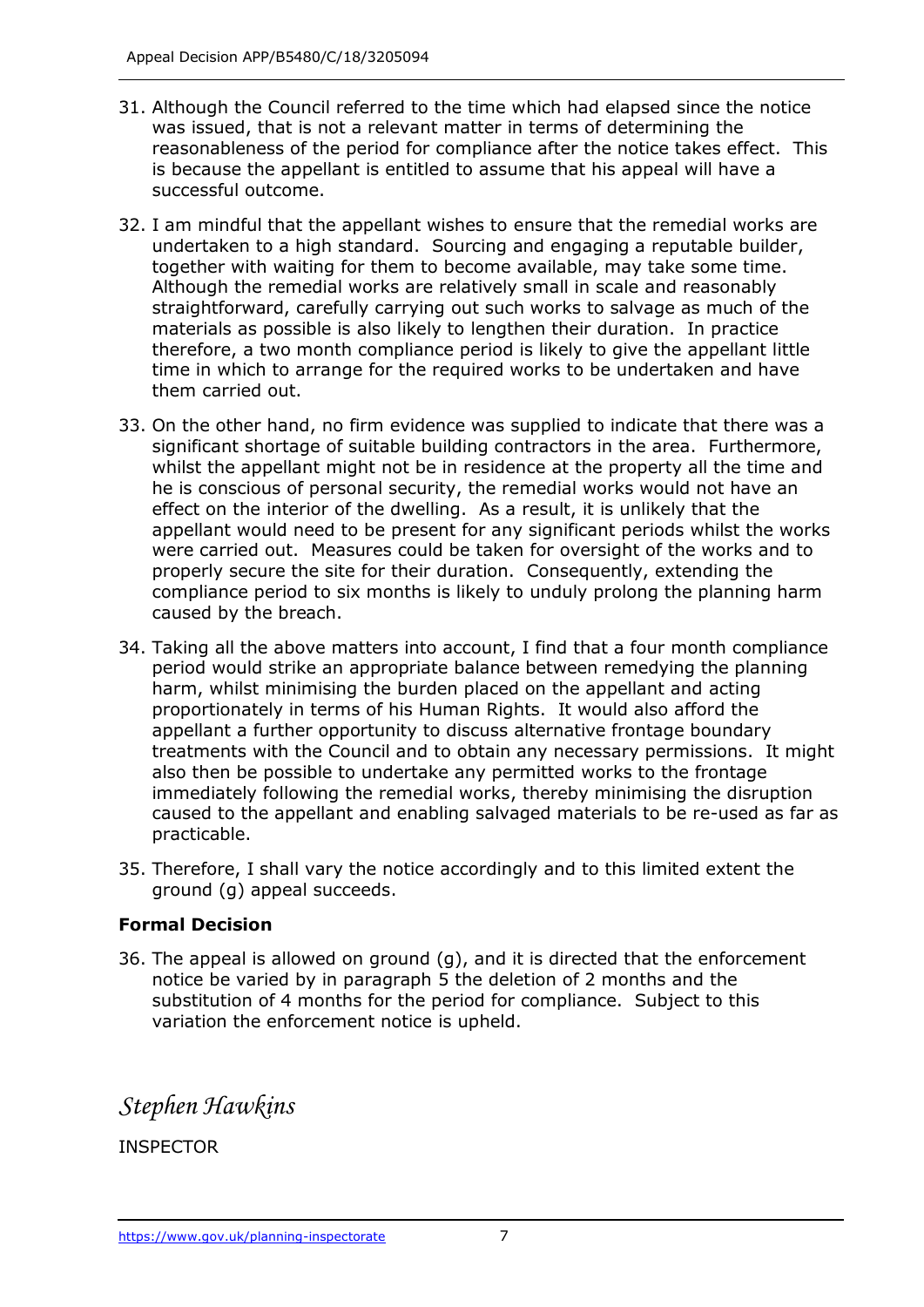31. Although the Council referred to the time which had elapsed since the notice was issued, that is not a relevant matter in terms of determining the reasonableness of the period for compliance after the notice takes effect. This is because the appellant is entitled to assume that his appeal will have a successful outcome.

32. I am mindful that the appellant wishes to ensure that the remedial works are undertaken to a high standard. Sourcing and engaging a reputable builder, together with waiting for them to become available, may take some time. Although the remedial works are relatively small in scale and reasonably straightforward, carefully carrying out such works to salvage as much of the materials as possible is also likely to lengthen their duration. In practice therefore, a two month compliance period is likely to give the appellant little time in which to arrange for the required works to be undertaken and have them carried out.

33. On the other hand, no firm evidence was supplied to indicate that there was a significant shortage of suitable building contractors in the area. Furthermore, whilst the appellant might not be in residence at the property all the time and he is conscious of personal security, the remedial works would not have an effect on the interior of the dwelling. As a result, it is unlikely that the appellant would need to be present for any significant periods whilst the works were carried out. Measures could be taken for oversight of the works and to properly secure the site for their duration. Consequently, extending the compliance period to six months is likely to unduly prolong the planning harm caused by the breach.

34. Taking all the above matters into account, I find that a four month compliance period would strike an appropriate balance between remedying the planning harm, whilst minimising the burden placed on the appellant and acting proportionately in terms of his Human Rights. It would also afford the appellant a further opportunity to discuss alternative frontage boundary treatments with the Council and to obtain any necessary permissions. It might also then be possible to undertake any permitted works to the frontage immediately following the remedial works, thereby minimising the disruption caused to the appellant and enabling salvaged materials to be re-used as far as practicable.

35. Therefore, I shall vary the notice accordingly and to this limited extent the ground (g) appeal succeeds.

### Formal Decision

36. The appeal is allowed on ground (g), and it is directed that the enforcement notice be varied by in paragraph 5 the deletion of 2 months and the substitution of 4 months for the period for compliance. Subject to this variation the enforcement notice is upheld.

*Stephen Hawkins*

INSPECTOR